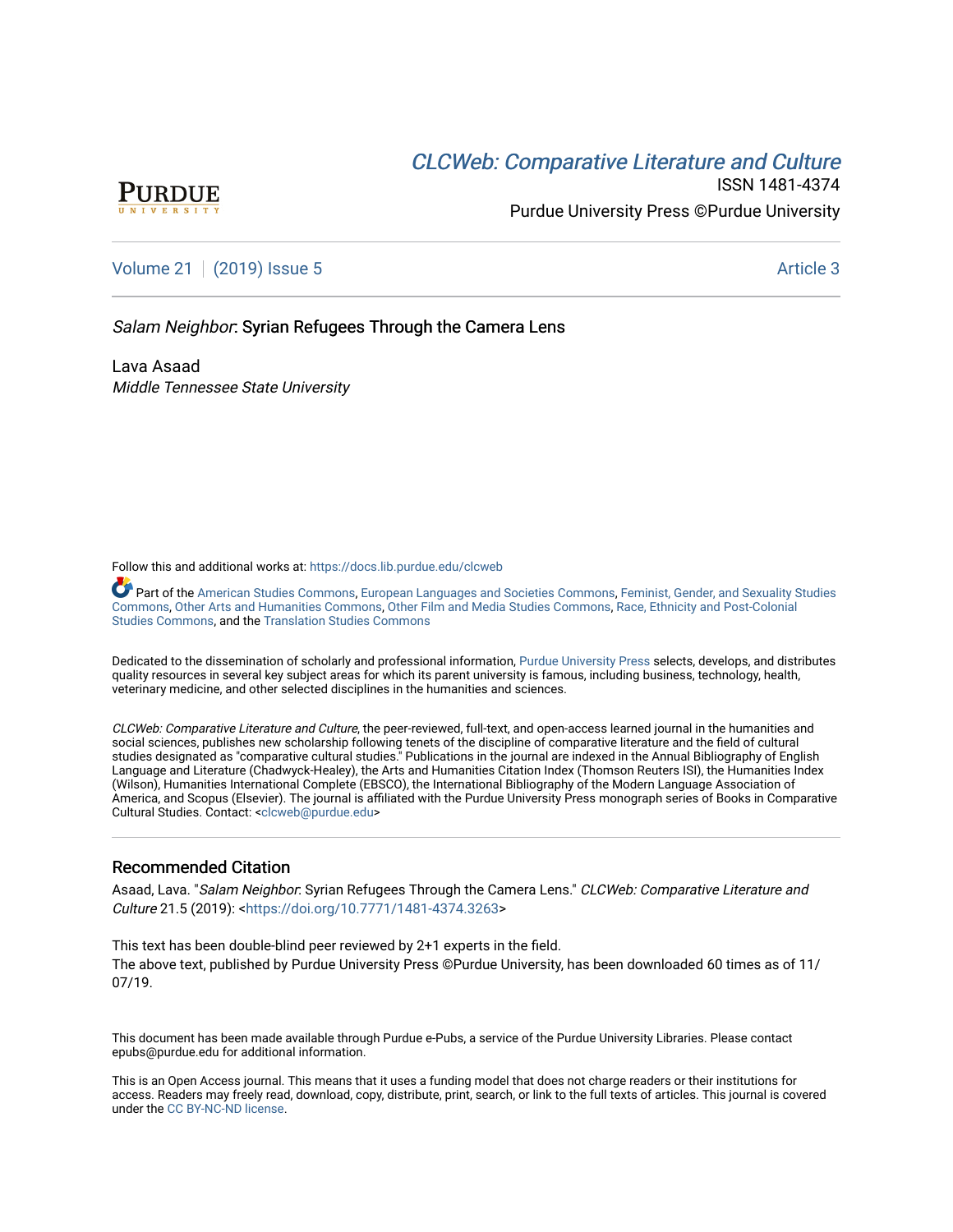# *CLCWeb: Comparative Literature and Culture*

ISSN 1481-4374

Purdue University Press ©Purdue University

Volume 21 | (2019) Issue 5 | Article 3

## *Salam Neighbor*: Syrian Refugees Through the Camera Lens

Lava Asaad
*Middle Tennessee State University*

Follow this and additional works at: https://docs.lib.purdue.edu/clcweb

Part of the American Studies Commons, European Languages and Societies Commons, Feminist, Gender, and Sexuality Studies Commons, Other Arts and Humanities Commons, Other Film and Media Studies Commons, Race, Ethnicity and Post-Colonial Studies Commons, and the Translation Studies Commons

Dedicated to the dissemination of scholarly and professional information, Purdue University Press selects, develops, and distributes quality resources in several key subject areas for which its parent university is famous, including business, technology, health, veterinary medicine, and other selected disciplines in the humanities and sciences.

*CLCWeb: Comparative Literature and Culture*, the peer-reviewed, full-text, and open-access learned journal in the humanities and social sciences, publishes new scholarship following tenets of the discipline of comparative literature and the field of cultural studies designated as "comparative cultural studies." Publications in the journal are indexed in the Annual Bibliography of English Language and Literature (Chadwyck-Healey), the Arts and Humanities Citation Index (Thomson Reuters ISI), the Humanities Index (Wilson), Humanities International Complete (EBSCO), the International Bibliography of the Modern Language Association of America, and Scopus (Elsevier). The journal is affiliated with the Purdue University Press monograph series of Books in Comparative Cultural Studies. Contact: <clcweb@purdue.edu>

### Recommended Citation

Asaad, Lava. "*Salam Neighbor*: Syrian Refugees Through the Camera Lens." *CLCWeb: Comparative Literature and Culture* 21.5 (2019): <https://doi.org/10.7771/1481-4374.3263>

This text has been double-blind peer reviewed by 2+1 experts in the field.
The above text, published by Purdue University Press ©Purdue University, has been downloaded 60 times as of 11/07/19.

This document has been made available through Purdue e-Pubs, a service of the Purdue University Libraries. Please contact epubs@purdue.edu for additional information.

This is an Open Access journal. This means that it uses a funding model that does not charge readers or their institutions for access. Readers may freely read, download, copy, distribute, print, search, or link to the full texts of articles. This journal is covered under the CC BY-NC-ND license.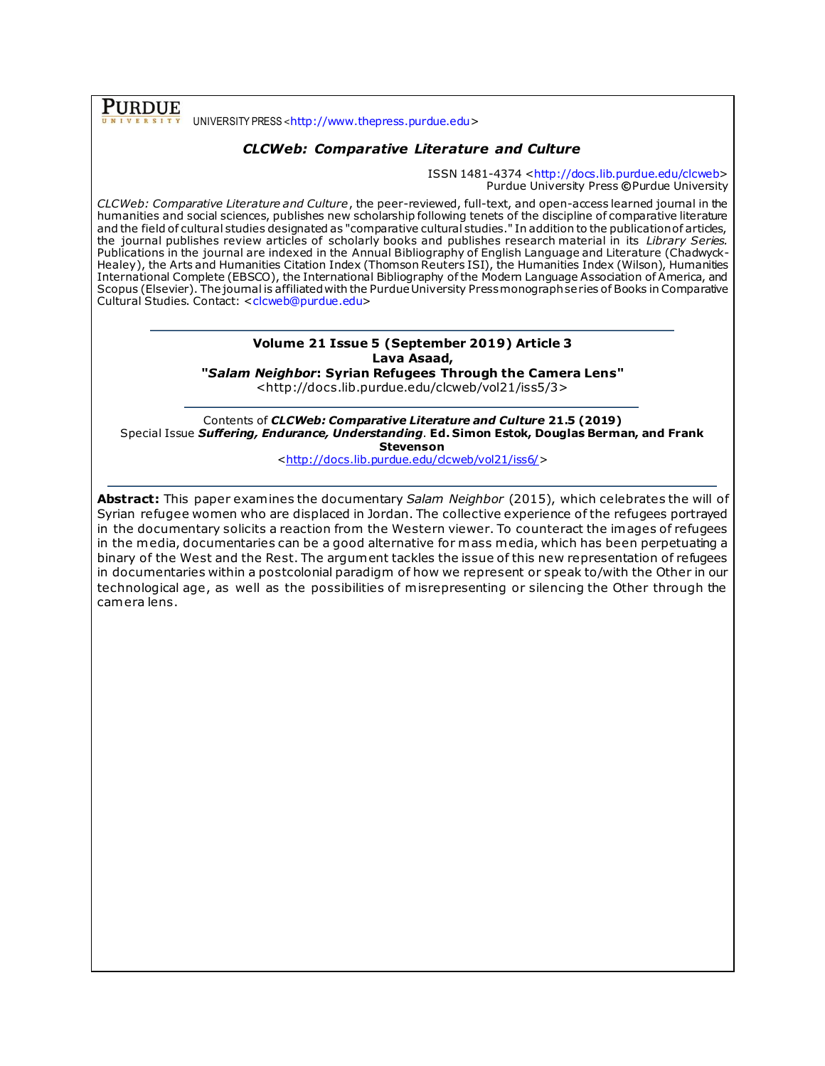**PURDUE** UNIVERSITY PRESS <http://www.thepress.purdue.edu>

## *CLCWeb: Comparative Literature and Culture*

ISSN 1481-4374 <http://docs.lib.purdue.edu/clcweb>
Purdue University Press ©Purdue University

*CLCWeb: Comparative Literature and Culture*, the peer-reviewed, full-text, and open-access learned journal in the humanities and social sciences, publishes new scholarship following tenets of the discipline of comparative literature and the field of cultural studies designated as "comparative cultural studies." In addition to the publication of articles, the journal publishes review articles of scholarly books and publishes research material in its *Library Series.* Publications in the journal are indexed in the Annual Bibliography of English Language and Literature (Chadwyck-Healey), the Arts and Humanities Citation Index (Thomson Reuters ISI), the Humanities Index (Wilson), Humanities International Complete (EBSCO), the International Bibliography of the Modern Language Association of America, and Scopus (Elsevier). The journal is affiliated with the Purdue University Press monograph series of Books in Comparative Cultural Studies. Contact: <clcweb@purdue.edu>

---

**Volume 21 Issue 5 (September 2019) Article 3**
**Lava Asaad,**
**"*Salam Neighbor*: Syrian Refugees Through the Camera Lens"**
<http://docs.lib.purdue.edu/clcweb/vol21/iss5/3>

---

Contents of ***CLCWeb: Comparative Literature and Culture*** **21.5 (2019)**
Special Issue ***Suffering, Endurance, Understanding*****. Ed. Simon Estok, Douglas Berman, and Frank Stevenson**
<http://docs.lib.purdue.edu/clcweb/vol21/iss6/>

---

**Abstract:** This paper examines the documentary *Salam Neighbor* (2015), which celebrates the will of Syrian refugee women who are displaced in Jordan. The collective experience of the refugees portrayed in the documentary solicits a reaction from the Western viewer. To counteract the images of refugees in the media, documentaries can be a good alternative for mass media, which has been perpetuating a binary of the West and the Rest. The argument tackles the issue of this new representation of refugees in documentaries within a postcolonial paradigm of how we represent or speak to/with the Other in our technological age, as well as the possibilities of misrepresenting or silencing the Other through the camera lens.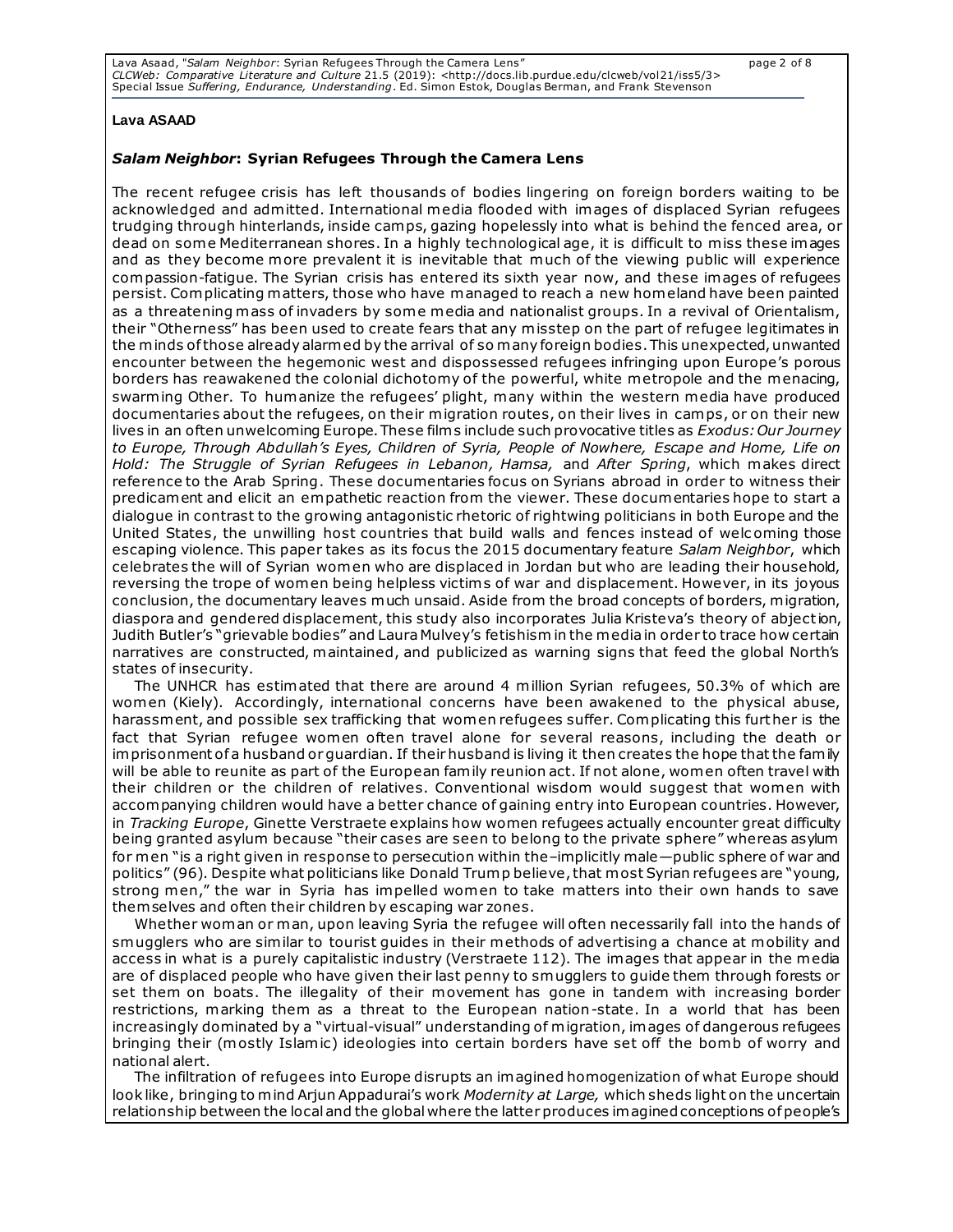**Lava ASAAD**

## *Salam Neighbor*: Syrian Refugees Through the Camera Lens

The recent refugee crisis has left thousands of bodies lingering on foreign borders waiting to be acknowledged and admitted. International media flooded with images of displaced Syrian refugees trudging through hinterlands, inside camps, gazing hopelessly into what is behind the fenced area, or dead on some Mediterranean shores. In a highly technological age, it is difficult to miss these images and as they become more prevalent it is inevitable that much of the viewing public will experience compassion-fatigue. The Syrian crisis has entered its sixth year now, and these images of refugees persist. Complicating matters, those who have managed to reach a new homeland have been painted as a threatening mass of invaders by some media and nationalist groups. In a revival of Orientalism, their "Otherness" has been used to create fears that any misstep on the part of refugee legitimates in the minds of those already alarmed by the arrival of so many foreign bodies. This unexpected, unwanted encounter between the hegemonic west and dispossessed refugees infringing upon Europe's porous borders has reawakened the colonial dichotomy of the powerful, white metropole and the menacing, swarming Other. To humanize the refugees' plight, many within the western media have produced documentaries about the refugees, on their migration routes, on their lives in camps, or on their new lives in an often unwelcoming Europe. These films include such provocative titles as *Exodus: Our Journey to Europe, Through Abdullah's Eyes, Children of Syria, People of Nowhere, Escape and Home, Life on Hold: The Struggle of Syrian Refugees in Lebanon, Hamsa,* and *After Spring*, which makes direct reference to the Arab Spring. These documentaries focus on Syrians abroad in order to witness their predicament and elicit an empathetic reaction from the viewer. These documentaries hope to start a dialogue in contrast to the growing antagonistic rhetoric of rightwing politicians in both Europe and the United States, the unwilling host countries that build walls and fences instead of welcoming those escaping violence. This paper takes as its focus the 2015 documentary feature *Salam Neighbor*, which celebrates the will of Syrian women who are displaced in Jordan but who are leading their household, reversing the trope of women being helpless victims of war and displacement. However, in its joyous conclusion, the documentary leaves much unsaid. Aside from the broad concepts of borders, migration, diaspora and gendered displacement, this study also incorporates Julia Kristeva's theory of abjection, Judith Butler's "grievable bodies" and Laura Mulvey's fetishism in the media in order to trace how certain narratives are constructed, maintained, and publicized as warning signs that feed the global North's states of insecurity.

The UNHCR has estimated that there are around 4 million Syrian refugees, 50.3% of which are women (Kiely). Accordingly, international concerns have been awakened to the physical abuse, harassment, and possible sex trafficking that women refugees suffer. Complicating this further is the fact that Syrian refugee women often travel alone for several reasons, including the death or imprisonment of a husband or guardian. If their husband is living it then creates the hope that the family will be able to reunite as part of the European family reunion act. If not alone, women often travel with their children or the children of relatives. Conventional wisdom would suggest that women with accompanying children would have a better chance of gaining entry into European countries. However, in *Tracking Europe*, Ginette Verstraete explains how women refugees actually encounter great difficulty being granted asylum because "their cases are seen to belong to the private sphere" whereas asylum for men "is a right given in response to persecution within the–implicitly male—public sphere of war and politics" (96). Despite what politicians like Donald Trump believe, that most Syrian refugees are "young, strong men," the war in Syria has impelled women to take matters into their own hands to save themselves and often their children by escaping war zones.

Whether woman or man, upon leaving Syria the refugee will often necessarily fall into the hands of smugglers who are similar to tourist guides in their methods of advertising a chance at mobility and access in what is a purely capitalistic industry (Verstraete 112). The images that appear in the media are of displaced people who have given their last penny to smugglers to guide them through forests or set them on boats. The illegality of their movement has gone in tandem with increasing border restrictions, marking them as a threat to the European nation-state. In a world that has been increasingly dominated by a "virtual-visual" understanding of migration, images of dangerous refugees bringing their (mostly Islamic) ideologies into certain borders have set off the bomb of worry and national alert.

The infiltration of refugees into Europe disrupts an imagined homogenization of what Europe should look like, bringing to mind Arjun Appadurai's work *Modernity at Large,* which sheds light on the uncertain relationship between the local and the global where the latter produces imagined conceptions of people's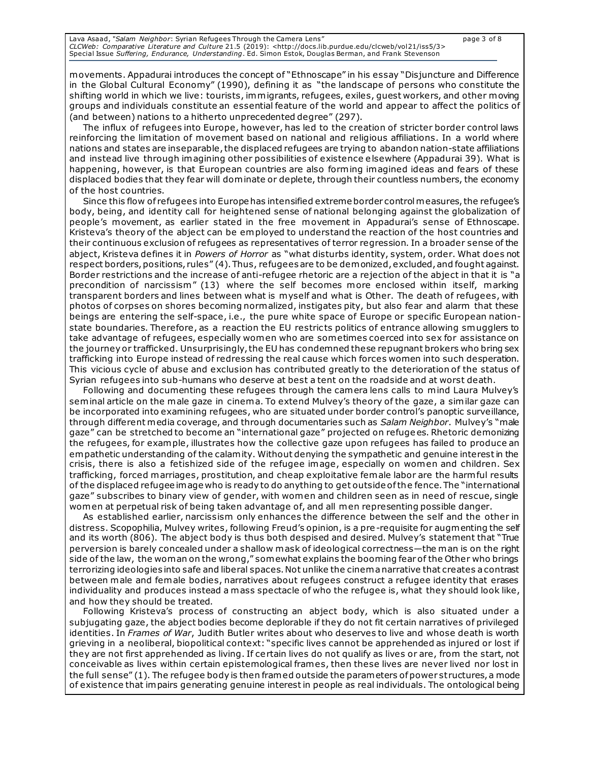movements. Appadurai introduces the concept of "Ethnoscape" in his essay "Disjuncture and Difference in the Global Cultural Economy" (1990), defining it as "the landscape of persons who constitute the shifting world in which we live: tourists, immigrants, refugees, exiles, guest workers, and other moving groups and individuals constitute an essential feature of the world and appear to affect the politics of (and between) nations to a hitherto unprecedented degree" (297).

The influx of refugees into Europe, however, has led to the creation of stricter border control laws reinforcing the limitation of movement based on national and religious affiliations. In a world where nations and states are inseparable, the displaced refugees are trying to abandon nation-state affiliations and instead live through imagining other possibilities of existence elsewhere (Appadurai 39). What is happening, however, is that European countries are also forming imagined ideas and fears of these displaced bodies that they fear will dominate or deplete, through their countless numbers, the economy of the host countries.

Since this flow of refugees into Europe has intensified extreme border control measures, the refugee's body, being, and identity call for heightened sense of national belonging against the globalization of people's movement, as earlier stated in the free movement in Appadurai's sense of Ethnoscape. Kristeva's theory of the abject can be employed to understand the reaction of the host countries and their continuous exclusion of refugees as representatives of terror regression. In a broader sense of the abject, Kristeva defines it in *Powers of Horror* as "what disturbs identity, system, order. What does not respect borders, positions, rules" (4). Thus, refugees are to be demonized, excluded, and fought against. Border restrictions and the increase of anti-refugee rhetoric are a rejection of the abject in that it is "a precondition of narcissism" (13) where the self becomes more enclosed within itself, marking transparent borders and lines between what is myself and what is Other. The death of refugees, with photos of corpses on shores becoming normalized, instigates pity, but also fear and alarm that these beings are entering the self-space, i.e., the pure white space of Europe or specific European nation-state boundaries. Therefore, as a reaction the EU restricts politics of entrance allowing smugglers to take advantage of refugees, especially women who are sometimes coerced into sex for assistance on the journey or trafficked. Unsurprisingly, the EU has condemned these repugnant brokers who bring sex trafficking into Europe instead of redressing the real cause which forces women into such desperation. This vicious cycle of abuse and exclusion has contributed greatly to the deterioration of the status of Syrian refugees into sub-humans who deserve at best a tent on the roadside and at worst death.

Following and documenting these refugees through the camera lens calls to mind Laura Mulvey's seminal article on the male gaze in cinema. To extend Mulvey's theory of the gaze, a similar gaze can be incorporated into examining refugees, who are situated under border control's panoptic surveillance, through different media coverage, and through documentaries such as *Salam Neighbor*. Mulvey's "male gaze" can be stretched to become an "international gaze" projected on refugees. Rhetoric demonizing the refugees, for example, illustrates how the collective gaze upon refugees has failed to produce an empathetic understanding of the calamity. Without denying the sympathetic and genuine interest in the crisis, there is also a fetishized side of the refugee image, especially on women and children. Sex trafficking, forced marriages, prostitution, and cheap exploitative female labor are the harmful results of the displaced refugee image who is ready to do anything to get outside of the fence. The "international gaze" subscribes to binary view of gender, with women and children seen as in need of rescue, single women at perpetual risk of being taken advantage of, and all men representing possible danger.

As established earlier, narcissism only enhances the difference between the self and the other in distress. Scopophilia, Mulvey writes, following Freud's opinion, is a pre-requisite for augmenting the self and its worth (806). The abject body is thus both despised and desired. Mulvey's statement that "True perversion is barely concealed under a shallow mask of ideological correctness—the man is on the right side of the law, the woman on the wrong," somewhat explains the booming fear of the Other who brings terrorizing ideologies into safe and liberal spaces. Not unlike the cinema narrative that creates a contrast between male and female bodies, narratives about refugees construct a refugee identity that erases individuality and produces instead a mass spectacle of who the refugee is, what they should look like, and how they should be treated.

Following Kristeva's process of constructing an abject body, which is also situated under a subjugating gaze, the abject bodies become deplorable if they do not fit certain narratives of privileged identities. In *Frames of War*, Judith Butler writes about who deserves to live and whose death is worth grieving in a neoliberal, biopolitical context: "specific lives cannot be apprehended as injured or lost if they are not first apprehended as living. If certain lives do not qualify as lives or are, from the start, not conceivable as lives within certain epistemological frames, then these lives are never lived nor lost in the full sense" (1). The refugee body is then framed outside the parameters of power structures, a mode of existence that impairs generating genuine interest in people as real individuals. The ontological being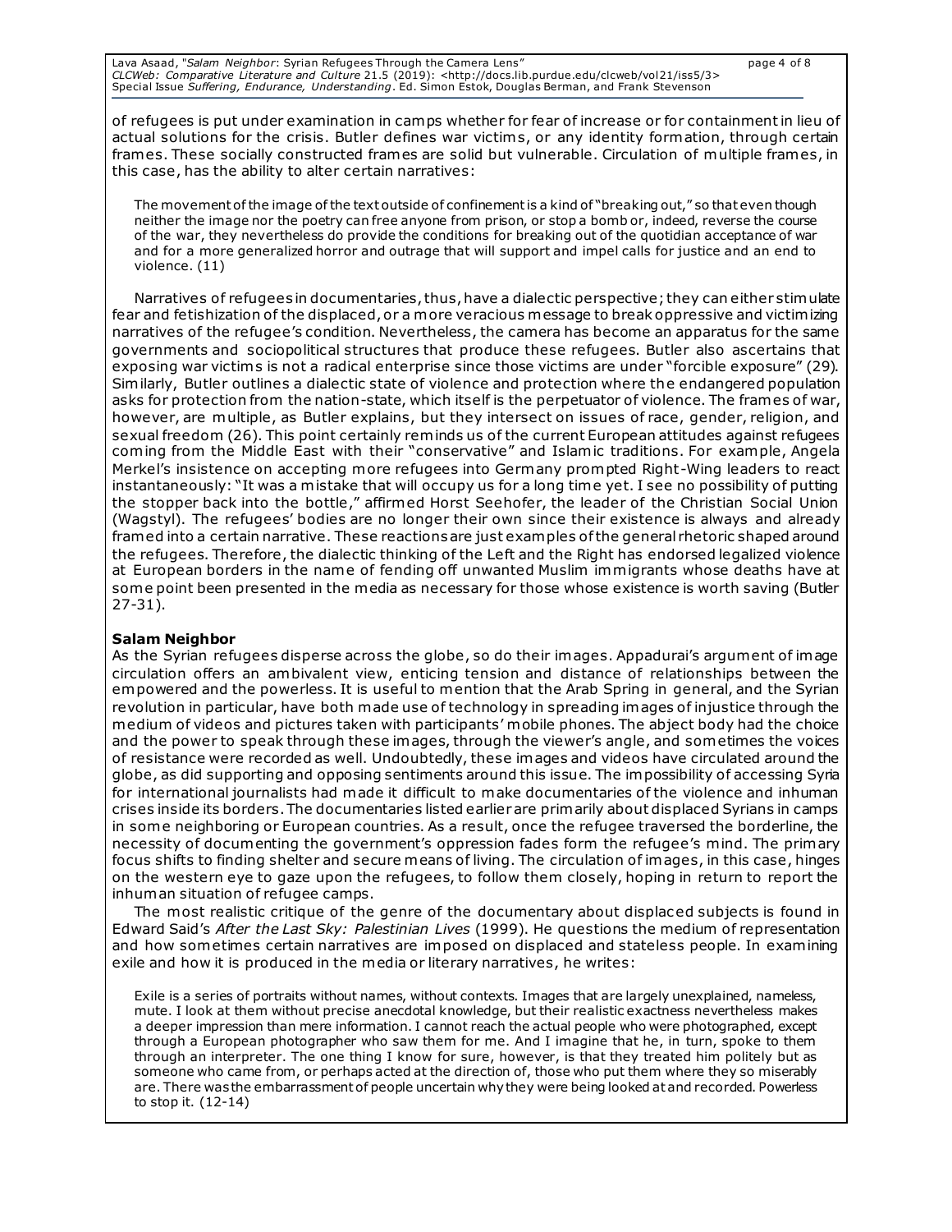of refugees is put under examination in camps whether for fear of increase or for containment in lieu of actual solutions for the crisis. Butler defines war victims, or any identity formation, through certain frames. These socially constructed frames are solid but vulnerable. Circulation of multiple frames, in this case, has the ability to alter certain narratives:

> The movement of the image of the text outside of confinement is a kind of "breaking out," so that even though neither the image nor the poetry can free anyone from prison, or stop a bomb or, indeed, reverse the course of the war, they nevertheless do provide the conditions for breaking out of the quotidian acceptance of war and for a more generalized horror and outrage that will support and impel calls for justice and an end to violence. (11)

Narratives of refugees in documentaries, thus, have a dialectic perspective; they can either stimulate fear and fetishization of the displaced, or a more veracious message to break oppressive and victimizing narratives of the refugee's condition. Nevertheless, the camera has become an apparatus for the same governments and sociopolitical structures that produce these refugees. Butler also ascertains that exposing war victims is not a radical enterprise since those victims are under "forcible exposure" (29). Similarly, Butler outlines a dialectic state of violence and protection where the endangered population asks for protection from the nation-state, which itself is the perpetuator of violence. The frames of war, however, are multiple, as Butler explains, but they intersect on issues of race, gender, religion, and sexual freedom (26). This point certainly reminds us of the current European attitudes against refugees coming from the Middle East with their "conservative" and Islamic traditions. For example, Angela Merkel's insistence on accepting more refugees into Germany prompted Right-Wing leaders to react instantaneously: "It was a mistake that will occupy us for a long time yet. I see no possibility of putting the stopper back into the bottle," affirmed Horst Seehofer, the leader of the Christian Social Union (Wagstyl). The refugees' bodies are no longer their own since their existence is always and already framed into a certain narrative. These reactions are just examples of the general rhetoric shaped around the refugees. Therefore, the dialectic thinking of the Left and the Right has endorsed legalized violence at European borders in the name of fending off unwanted Muslim immigrants whose deaths have at some point been presented in the media as necessary for those whose existence is worth saving (Butler 27-31).

**Salam Neighbor**

As the Syrian refugees disperse across the globe, so do their images. Appadurai's argument of image circulation offers an ambivalent view, enticing tension and distance of relationships between the empowered and the powerless. It is useful to mention that the Arab Spring in general, and the Syrian revolution in particular, have both made use of technology in spreading images of injustice through the medium of videos and pictures taken with participants' mobile phones. The abject body had the choice and the power to speak through these images, through the viewer's angle, and sometimes the voices of resistance were recorded as well. Undoubtedly, these images and videos have circulated around the globe, as did supporting and opposing sentiments around this issue. The impossibility of accessing Syria for international journalists had made it difficult to make documentaries of the violence and inhuman crises inside its borders. The documentaries listed earlier are primarily about displaced Syrians in camps in some neighboring or European countries. As a result, once the refugee traversed the borderline, the necessity of documenting the government's oppression fades form the refugee's mind. The primary focus shifts to finding shelter and secure means of living. The circulation of images, in this case, hinges on the western eye to gaze upon the refugees, to follow them closely, hoping in return to report the inhuman situation of refugee camps.

The most realistic critique of the genre of the documentary about displaced subjects is found in Edward Said's *After the Last Sky: Palestinian Lives* (1999). He questions the medium of representation and how sometimes certain narratives are imposed on displaced and stateless people. In examining exile and how it is produced in the media or literary narratives, he writes:

> Exile is a series of portraits without names, without contexts. Images that are largely unexplained, nameless, mute. I look at them without precise anecdotal knowledge, but their realistic exactness nevertheless makes a deeper impression than mere information. I cannot reach the actual people who were photographed, except through a European photographer who saw them for me. And I imagine that he, in turn, spoke to them through an interpreter. The one thing I know for sure, however, is that they treated him politely but as someone who came from, or perhaps acted at the direction of, those who put them where they so miserably are. There was the embarrassment of people uncertain why they were being looked at and recorded. Powerless to stop it. (12-14)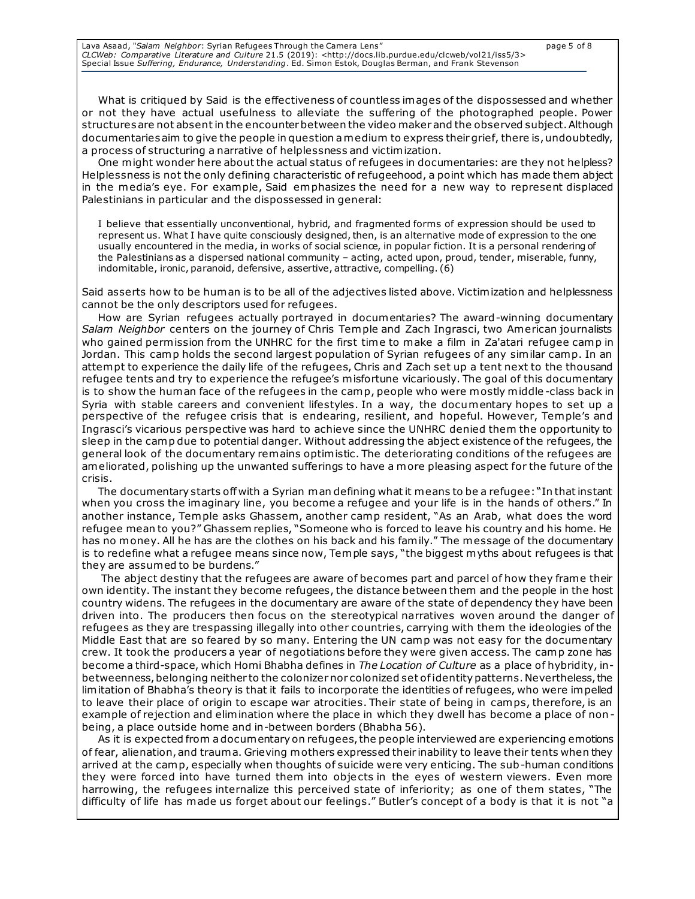What is critiqued by Said is the effectiveness of countless images of the dispossessed and whether or not they have actual usefulness to alleviate the suffering of the photographed people. Power structures are not absent in the encounter between the video maker and the observed subject. Although documentaries aim to give the people in question a medium to express their grief, there is, undoubtedly, a process of structuring a narrative of helplessness and victimization.

One might wonder here about the actual status of refugees in documentaries: are they not helpless? Helplessness is not the only defining characteristic of refugeehood, a point which has made them abject in the media's eye. For example, Said emphasizes the need for a new way to represent displaced Palestinians in particular and the dispossessed in general:

> I believe that essentially unconventional, hybrid, and fragmented forms of expression should be used to represent us. What I have quite consciously designed, then, is an alternative mode of expression to the one usually encountered in the media, in works of social science, in popular fiction. It is a personal rendering of the Palestinians as a dispersed national community – acting, acted upon, proud, tender, miserable, funny, indomitable, ironic, paranoid, defensive, assertive, attractive, compelling. (6)

Said asserts how to be human is to be all of the adjectives listed above. Victimization and helplessness cannot be the only descriptors used for refugees.

How are Syrian refugees actually portrayed in documentaries? The award-winning documentary *Salam Neighbor* centers on the journey of Chris Temple and Zach Ingrasci, two American journalists who gained permission from the UNHRC for the first time to make a film in Za'atari refugee camp in Jordan. This camp holds the second largest population of Syrian refugees of any similar camp. In an attempt to experience the daily life of the refugees, Chris and Zach set up a tent next to the thousand refugee tents and try to experience the refugee's misfortune vicariously. The goal of this documentary is to show the human face of the refugees in the camp, people who were mostly middle-class back in Syria with stable careers and convenient lifestyles. In a way, the documentary hopes to set up a perspective of the refugee crisis that is endearing, resilient, and hopeful. However, Temple's and Ingrasci's vicarious perspective was hard to achieve since the UNHRC denied them the opportunity to sleep in the camp due to potential danger. Without addressing the abject existence of the refugees, the general look of the documentary remains optimistic. The deteriorating conditions of the refugees are ameliorated, polishing up the unwanted sufferings to have a more pleasing aspect for the future of the crisis.

The documentary starts off with a Syrian man defining what it means to be a refugee: "In that instant when you cross the imaginary line, you become a refugee and your life is in the hands of others." In another instance, Temple asks Ghassem, another camp resident, "As an Arab, what does the word refugee mean to you?" Ghassem replies, "Someone who is forced to leave his country and his home. He has no money. All he has are the clothes on his back and his family." The message of the documentary is to redefine what a refugee means since now, Temple says, "the biggest myths about refugees is that they are assumed to be burdens."

The abject destiny that the refugees are aware of becomes part and parcel of how they frame their own identity. The instant they become refugees, the distance between them and the people in the host country widens. The refugees in the documentary are aware of the state of dependency they have been driven into. The producers then focus on the stereotypical narratives woven around the danger of refugees as they are trespassing illegally into other countries, carrying with them the ideologies of the Middle East that are so feared by so many. Entering the UN camp was not easy for the documentary crew. It took the producers a year of negotiations before they were given access. The camp zone has become a third-space, which Homi Bhabha defines in *The Location of Culture* as a place of hybridity, in-betweenness, belonging neither to the colonizer nor colonized set of identity patterns. Nevertheless, the limitation of Bhabha's theory is that it fails to incorporate the identities of refugees, who were impelled to leave their place of origin to escape war atrocities. Their state of being in camps, therefore, is an example of rejection and elimination where the place in which they dwell has become a place of non-being, a place outside home and in-between borders (Bhabha 56).

As it is expected from a documentary on refugees, the people interviewed are experiencing emotions of fear, alienation, and trauma. Grieving mothers expressed their inability to leave their tents when they arrived at the camp, especially when thoughts of suicide were very enticing. The sub-human conditions they were forced into have turned them into objects in the eyes of western viewers. Even more harrowing, the refugees internalize this perceived state of inferiority; as one of them states, "The difficulty of life has made us forget about our feelings." Butler's concept of a body is that it is not "a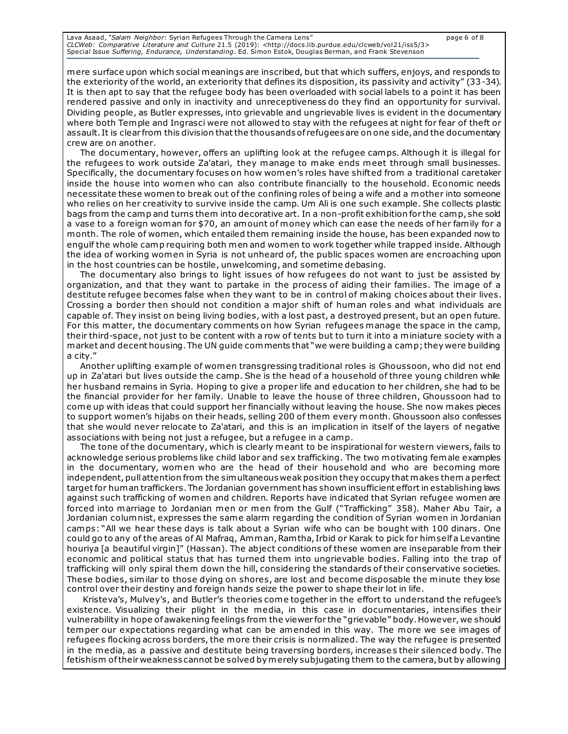mere surface upon which social meanings are inscribed, but that which suffers, enjoys, and responds to the exteriority of the world, an exteriority that defines its disposition, its passivity and activity" (33-34). It is then apt to say that the refugee body has been overloaded with social labels to a point it has been rendered passive and only in inactivity and unreceptiveness do they find an opportunity for survival. Dividing people, as Butler expresses, into grievable and ungrievable lives is evident in the documentary where both Temple and Ingrasci were not allowed to stay with the refugees at night for fear of theft or assault. It is clear from this division that the thousands of refugees are on one side, and the documentary crew are on another.

The documentary, however, offers an uplifting look at the refugee camps. Although it is illegal for the refugees to work outside Za'atari, they manage to make ends meet through small businesses. Specifically, the documentary focuses on how women's roles have shifted from a traditional caretaker inside the house into women who can also contribute financially to the household. Economic needs necessitate these women to break out of the confining roles of being a wife and a mother into someone who relies on her creativity to survive inside the camp. Um Ali is one such example. She collects plastic bags from the camp and turns them into decorative art. In a non-profit exhibition for the camp, she sold a vase to a foreign woman for $70, an amount of money which can ease the needs of her family for a month. The role of women, which entailed them remaining inside the house, has been expanded now to engulf the whole camp requiring both men and women to work together while trapped inside. Although the idea of working women in Syria is not unheard of, the public spaces women are encroaching upon in the host countries can be hostile, unwelcoming, and sometime debasing.

The documentary also brings to light issues of how refugees do not want to just be assisted by organization, and that they want to partake in the process of aiding their families. The image of a destitute refugee becomes false when they want to be in control of making choices about their lives. Crossing a border then should not condition a major shift of human roles and what individuals are capable of. They insist on being living bodies, with a lost past, a destroyed present, but an open future. For this matter, the documentary comments on how Syrian refugees manage the space in the camp, their third-space, not just to be content with a row of tents but to turn it into a miniature society with a market and decent housing. The UN guide comments that "we were building a camp; they were building a city."

Another uplifting example of women transgressing traditional roles is Ghoussoon, who did not end up in Za'atari but lives outside the camp. She is the head of a household of three young children while her husband remains in Syria. Hoping to give a proper life and education to her children, she had to be the financial provider for her family. Unable to leave the house of three children, Ghoussoon had to come up with ideas that could support her financially without leaving the house. She now makes pieces to support women's hijabs on their heads, selling 200 of them every month. Ghoussoon also confesses that she would never relocate to Za'atari, and this is an implication in itself of the layers of negative associations with being not just a refugee, but a refugee in a camp.

The tone of the documentary, which is clearly meant to be inspirational for western viewers, fails to acknowledge serious problems like child labor and sex trafficking. The two motivating female examples in the documentary, women who are the head of their household and who are becoming more independent, pull attention from the simultaneous weak position they occupy that makes them a perfect target for human traffickers. The Jordanian government has shown insufficient effort in establishing laws against such trafficking of women and children. Reports have indicated that Syrian refugee women are forced into marriage to Jordanian men or men from the Gulf ("Trafficking" 358). Maher Abu Tair, a Jordanian columnist, expresses the same alarm regarding the condition of Syrian women in Jordanian camps: "All we hear these days is talk about a Syrian wife who can be bought with 100 dinars. One could go to any of the areas of Al Mafraq, Amman, Ramtha, Irbid or Karak to pick for himself a Levantine houriya [a beautiful virgin]" (Hassan). The abject conditions of these women are inseparable from their economic and political status that has turned them into ungrievable bodies. Falling into the trap of trafficking will only spiral them down the hill, considering the standards of their conservative societies. These bodies, similar to those dying on shores, are lost and become disposable the minute they lose control over their destiny and foreign hands seize the power to shape their lot in life.

Kristeva's, Mulvey's, and Butler's theories come together in the effort to understand the refugee's existence. Visualizing their plight in the media, in this case in documentaries, intensifies their vulnerability in hope of awakening feelings from the viewer for the "grievable" body. However, we should temper our expectations regarding what can be amended in this way. The more we see images of refugees flocking across borders, the more their crisis is normalized. The way the refugee is presented in the media, as a passive and destitute being traversing borders, increases their silenced body. The fetishism of their weakness cannot be solved by merely subjugating them to the camera, but by allowing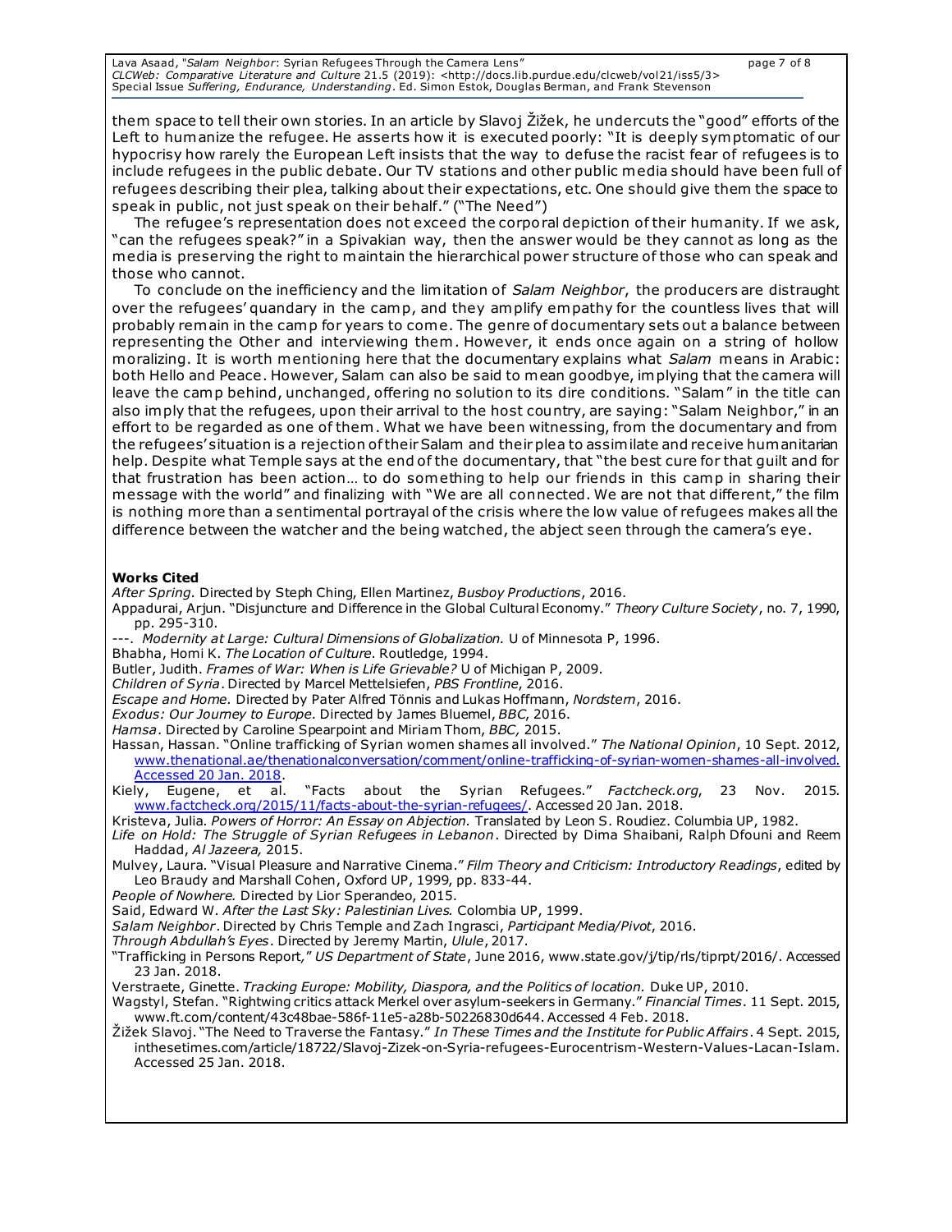them space to tell their own stories. In an article by Slavoj Žižek, he undercuts the "good" efforts of the Left to humanize the refugee. He asserts how it is executed poorly: "It is deeply symptomatic of our hypocrisy how rarely the European Left insists that the way to defuse the racist fear of refugees is to include refugees in the public debate. Our TV stations and other public media should have been full of refugees describing their plea, talking about their expectations, etc. One should give them the space to speak in public, not just speak on their behalf." ("The Need")

The refugee's representation does not exceed the corporal depiction of their humanity. If we ask, "can the refugees speak?" in a Spivakian way, then the answer would be they cannot as long as the media is preserving the right to maintain the hierarchical power structure of those who can speak and those who cannot.

To conclude on the inefficiency and the limitation of *Salam Neighbor*, the producers are distraught over the refugees' quandary in the camp, and they amplify empathy for the countless lives that will probably remain in the camp for years to come. The genre of documentary sets out a balance between representing the Other and interviewing them. However, it ends once again on a string of hollow moralizing. It is worth mentioning here that the documentary explains what *Salam* means in Arabic: both Hello and Peace. However, Salam can also be said to mean goodbye, implying that the camera will leave the camp behind, unchanged, offering no solution to its dire conditions. "Salam" in the title can also imply that the refugees, upon their arrival to the host country, are saying: "Salam Neighbor," in an effort to be regarded as one of them. What we have been witnessing, from the documentary and from the refugees' situation is a rejection of their Salam and their plea to assimilate and receive humanitarian help. Despite what Temple says at the end of the documentary, that "the best cure for that guilt and for that frustration has been action… to do something to help our friends in this camp in sharing their message with the world" and finalizing with "We are all connected. We are not that different," the film is nothing more than a sentimental portrayal of the crisis where the low value of refugees makes all the difference between the watcher and the being watched, the abject seen through the camera's eye.

**Works Cited**

*After Spring.* Directed by Steph Ching, Ellen Martinez, *Busboy Productions*, 2016.

Appadurai, Arjun. "Disjuncture and Difference in the Global Cultural Economy." *Theory Culture Society*, no. 7, 1990, pp. 295-310.

---. *Modernity at Large: Cultural Dimensions of Globalization.* U of Minnesota P, 1996.

Bhabha, Homi K. *The Location of Culture.* Routledge, 1994.

Butler, Judith. *Frames of War: When is Life Grievable?* U of Michigan P, 2009.

*Children of Syria*. Directed by Marcel Mettelsiefen, *PBS Frontline*, 2016.

*Escape and Home.* Directed by Pater Alfred Tönnis and Lukas Hoffmann, *Nordstern*, 2016.

*Exodus: Our Journey to Europe*. Directed by James Bluemel, *BBC*, 2016.

*Hamsa*. Directed by Caroline Spearpoint and Miriam Thom, *BBC,* 2015.

Hassan, Hassan. "Online trafficking of Syrian women shames all involved." *The National Opinion*, 10 Sept. 2012, www.thenational.ae/thenationalconversation/comment/online-trafficking-of-syrian-women-shames-all-involved. Accessed 20 Jan. 2018.

Kiely, Eugene, et al. "Facts about the Syrian Refugees." *Factcheck.org*, 23 Nov. 2015. www.factcheck.org/2015/11/facts-about-the-syrian-refugees/. Accessed 20 Jan. 2018.

Kristeva, Julia. *Powers of Horror: An Essay on Abjection.* Translated by Leon S. Roudiez. Columbia UP, 1982.

*Life on Hold: The Struggle of Syrian Refugees in Lebanon*. Directed by Dima Shaibani, Ralph Dfouni and Reem Haddad, *Al Jazeera,* 2015.

Mulvey, Laura. "Visual Pleasure and Narrative Cinema." *Film Theory and Criticism: Introductory Readings*, edited by Leo Braudy and Marshall Cohen, Oxford UP, 1999, pp. 833-44.

*People of Nowhere.* Directed by Lior Sperandeo, 2015.

Said, Edward W. *After the Last Sky: Palestinian Lives.* Colombia UP, 1999.

*Salam Neighbor*. Directed by Chris Temple and Zach Ingrasci, *Participant Media/Pivot*, 2016.

*Through Abdullah's Eyes*. Directed by Jeremy Martin, *Ulule*, 2017.

"Trafficking in Persons Report," *US Department of State*, June 2016, www.state.gov/j/tip/rls/tiprpt/2016/. Accessed 23 Jan. 2018.

Verstraete, Ginette. *Tracking Europe: Mobility, Diaspora, and the Politics of location.* Duke UP, 2010.

Wagstyl, Stefan. "Rightwing critics attack Merkel over asylum-seekers in Germany." *Financial Times*. 11 Sept. 2015, www.ft.com/content/43c48bae-586f-11e5-a28b-50226830d644. Accessed 4 Feb. 2018.

Žižek Slavoj. "The Need to Traverse the Fantasy." *In These Times and the Institute for Public Affairs*. 4 Sept. 2015, inthesetimes.com/article/18722/Slavoj-Zizek-on-Syria-refugees-Eurocentrism-Western-Values-Lacan-Islam. Accessed 25 Jan. 2018.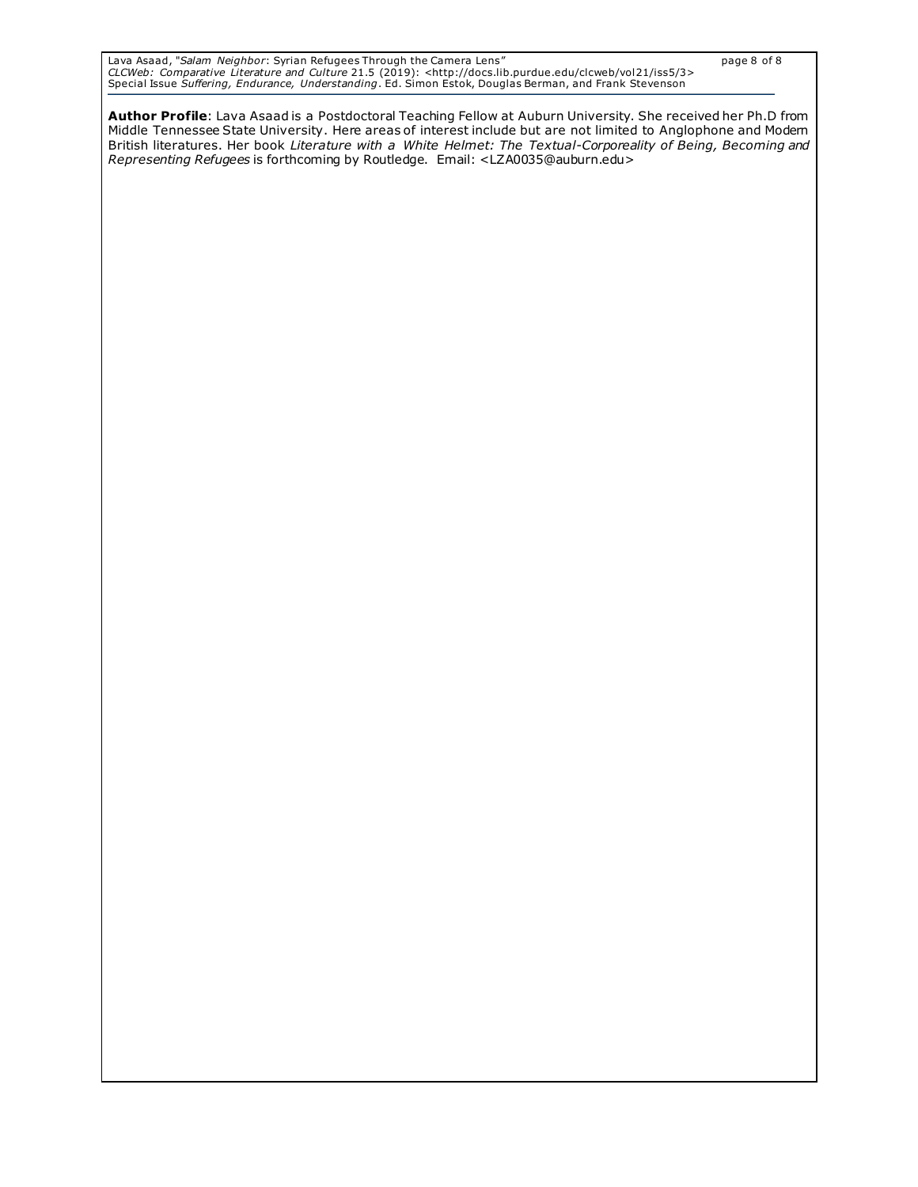**Author Profile**: Lava Asaad is a Postdoctoral Teaching Fellow at Auburn University. She received her Ph.D from Middle Tennessee State University. Here areas of interest include but are not limited to Anglophone and Modern British literatures. Her book *Literature with a White Helmet: The Textual-Corporeality of Being, Becoming and Representing Refugees* is forthcoming by Routledge. Email: <LZA0035@auburn.edu>